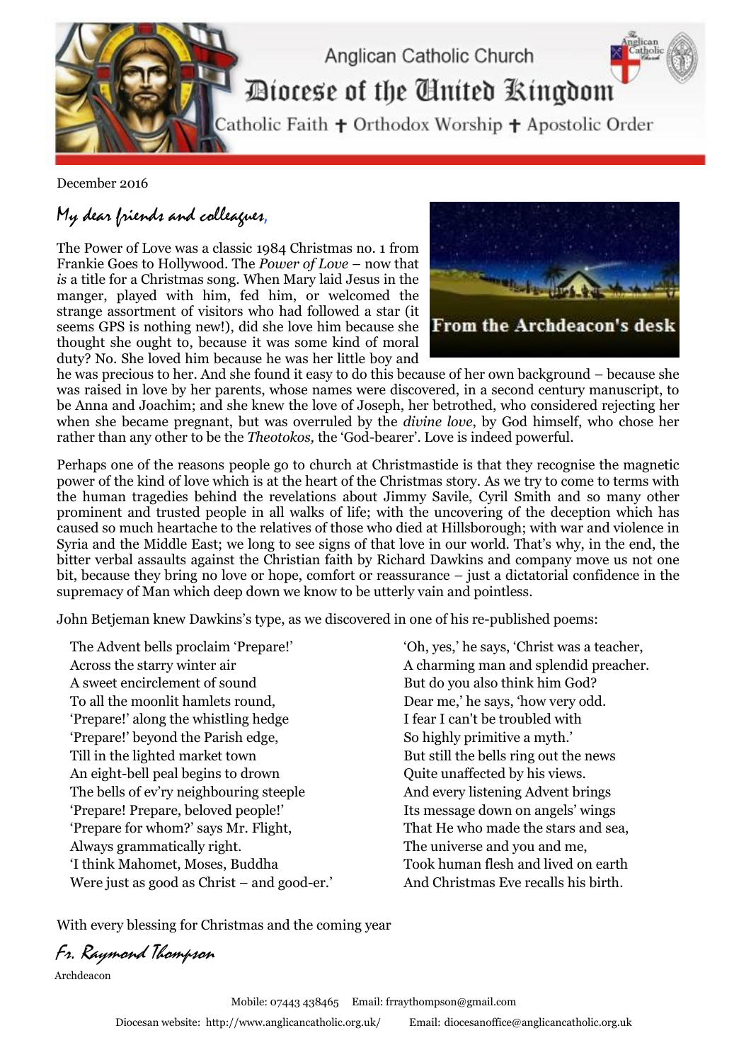Anglican Catholic Church

# Diocese of the United Kingdom

Catholic Faith ✝ Orthodox Worship ✝ Apostolic Order

December 2016

*My dear friends and colleagues,*

From the Archdeacon's desk

The Power of Love was a classic 1984 Christmas no. 1 from Frankie Goes to Hollywood. The *Power of Love* – now that *is* a title for a Christmas song. When Mary laid Jesus in the manger, played with him, fed him, or welcomed the strange assortment of visitors who had followed a star (it seems GPS is nothing new!), did she love him because she thought she ought to, because it was some kind of moral duty? No. She loved him because he was her little boy and he was precious to her. And she found it easy to do this because of her own background – because she was raised in love by her parents, whose names were discovered, in a second century manuscript, to be Anna and Joachim; and she knew the love of Joseph, her betrothed, who considered rejecting her when she became pregnant, but was overruled by the *divine love*, by God himself, who chose her rather than any other to be the *Theotokos,* the 'God-bearer'. Love is indeed powerful.

Perhaps one of the reasons people go to church at Christmastide is that they recognise the magnetic power of the kind of love which is at the heart of the Christmas story. As we try to come to terms with the human tragedies behind the revelations about Jimmy Savile, Cyril Smith and so many other prominent and trusted people in all walks of life; with the uncovering of the deception which has caused so much heartache to the relatives of those who died at Hillsborough; with war and violence in Syria and the Middle East; we long to see signs of that love in our world. That's why, in the end, the bitter verbal assaults against the Christian faith by Richard Dawkins and company move us not one bit, because they bring no love or hope, comfort or reassurance – just a dictatorial confidence in the supremacy of Man which deep down we know to be utterly vain and pointless.

John Betjeman knew Dawkins's type, as we discovered in one of his re-published poems:

> The Advent bells proclaim 'Prepare!'
> Across the starry winter air
> A sweet encirclement of sound
> To all the moonlit hamlets round,
> 'Prepare!' along the whistling hedge
> 'Prepare!' beyond the Parish edge,
> Till in the lighted market town
> An eight-bell peal begins to drown
> The bells of ev'ry neighbouring steeple
> 'Prepare! Prepare, beloved people!'
> 'Prepare for whom?' says Mr. Flight,
> Always grammatically right.
> 'I think Mahomet, Moses, Buddha
> Were just as good as Christ – and good-er.'
> 'Oh, yes,' he says, 'Christ was a teacher,
> A charming man and splendid preacher.
> But do you also think him God?
> Dear me,' he says, 'how very odd.
> I fear I can't be troubled with
> So highly primitive a myth.'
> But still the bells ring out the news
> Quite unaffected by his views.
> And every listening Advent brings
> Its message down on angels' wings
> That He who made the stars and sea,
> The universe and you and me,
> Took human flesh and lived on earth
> And Christmas Eve recalls his birth.

With every blessing for Christmas and the coming year

*Fr. Raymond Thompson*

Archdeacon

Mobile: 07443 438465 Email: frraythompson@gmail.com

Diocesan website: http://www.anglicancatholic.org.uk/ Email: diocesanoffice@anglicancatholic.org.uk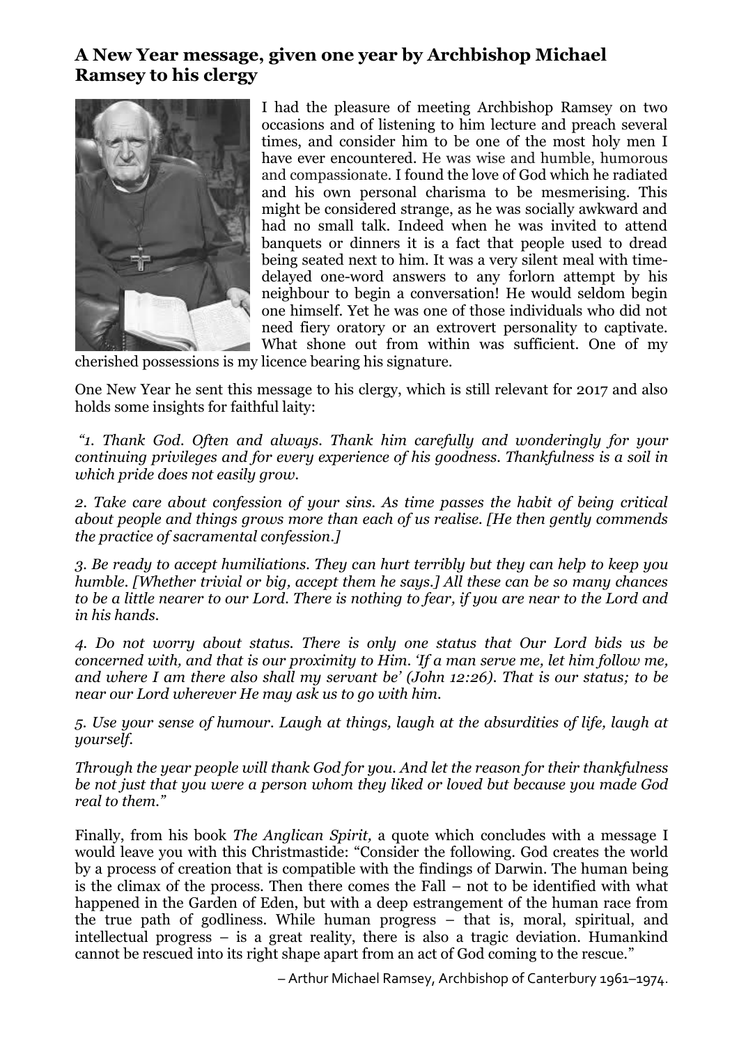## A New Year message, given one year by Archbishop Michael Ramsey to his clergy

I had the pleasure of meeting Archbishop Ramsey on two occasions and of listening to him lecture and preach several times, and consider him to be one of the most holy men I have ever encountered. He was wise and humble, humorous and compassionate. I found the love of God which he radiated and his own personal charisma to be mesmerising. This might be considered strange, as he was socially awkward and had no small talk. Indeed when he was invited to attend banquets or dinners it is a fact that people used to dread being seated next to him. It was a very silent meal with time-delayed one-word answers to any forlorn attempt by his neighbour to begin a conversation! He would seldom begin one himself. Yet he was one of those individuals who did not need fiery oratory or an extrovert personality to captivate. What shone out from within was sufficient. One of my cherished possessions is my licence bearing his signature.

One New Year he sent this message to his clergy, which is still relevant for 2017 and also holds some insights for faithful laity:

*"1. Thank God. Often and always. Thank him carefully and wonderingly for your continuing privileges and for every experience of his goodness. Thankfulness is a soil in which pride does not easily grow.*

*2. Take care about confession of your sins. As time passes the habit of being critical about people and things grows more than each of us realise. [He then gently commends the practice of sacramental confession.]*

*3. Be ready to accept humiliations. They can hurt terribly but they can help to keep you humble. [Whether trivial or big, accept them he says.] All these can be so many chances to be a little nearer to our Lord. There is nothing to fear, if you are near to the Lord and in his hands.*

*4. Do not worry about status. There is only one status that Our Lord bids us be concerned with, and that is our proximity to Him. 'If a man serve me, let him follow me, and where I am there also shall my servant be' (John 12:26). That is our status; to be near our Lord wherever He may ask us to go with him.*

*5. Use your sense of humour. Laugh at things, laugh at the absurdities of life, laugh at yourself.*

*Through the year people will thank God for you. And let the reason for their thankfulness be not just that you were a person whom they liked or loved but because you made God real to them."*

Finally, from his book *The Anglican Spirit*, a quote which concludes with a message I would leave you with this Christmastide: "Consider the following. God creates the world by a process of creation that is compatible with the findings of Darwin. The human being is the climax of the process. Then there comes the Fall – not to be identified with what happened in the Garden of Eden, but with a deep estrangement of the human race from the true path of godliness. While human progress – that is, moral, spiritual, and intellectual progress – is a great reality, there is also a tragic deviation. Humankind cannot be rescued into its right shape apart from an act of God coming to the rescue."

– Arthur Michael Ramsey, Archbishop of Canterbury 1961–1974.